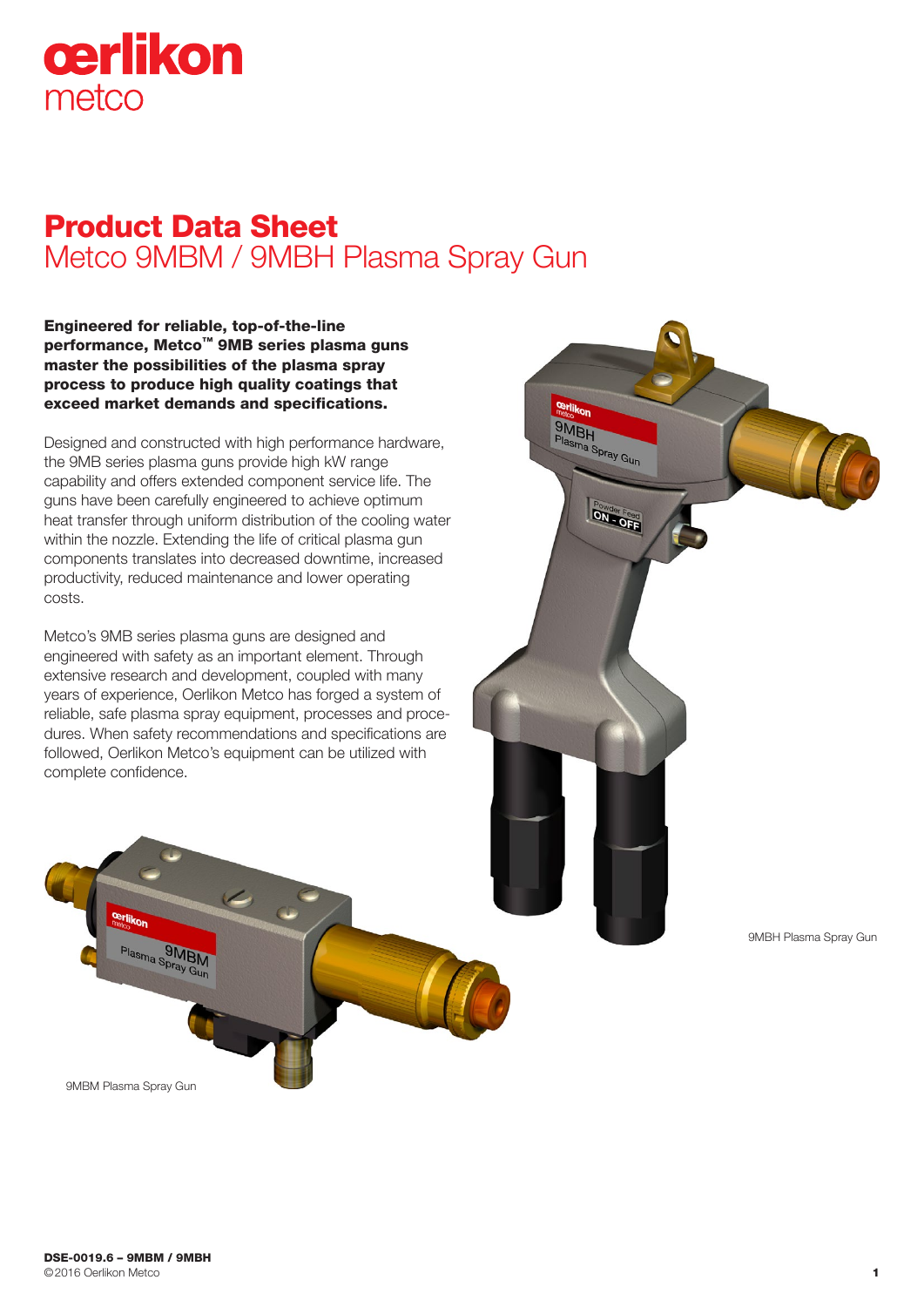oerlikon
metco

# Product Data Sheet
## Metco 9MBM / 9MBH Plasma Spray Gun

**Engineered for reliable, top-of-the-line performance, Metco™ 9MB series plasma guns master the possibilities of the plasma spray process to produce high quality coatings that exceed market demands and specifications.**

Designed and constructed with high performance hardware, the 9MB series plasma guns provide high kW range capability and offers extended component service life. The guns have been carefully engineered to achieve optimum heat transfer through uniform distribution of the cooling water within the nozzle. Extending the life of critical plasma gun components translates into decreased downtime, increased productivity, reduced maintenance and lower operating costs.

Metco's 9MB series plasma guns are designed and engineered with safety as an important element. Through extensive research and development, coupled with many years of experience, Oerlikon Metco has forged a system of reliable, safe plasma spray equipment, processes and procedures. When safety recommendations and specifications are followed, Oerlikon Metco's equipment can be utilized with complete confidence.

9MBH Plasma Spray Gun

9MBM Plasma Spray Gun

DSE-0019.6 – 9MBM / 9MBH
©2016 Oerlikon Metco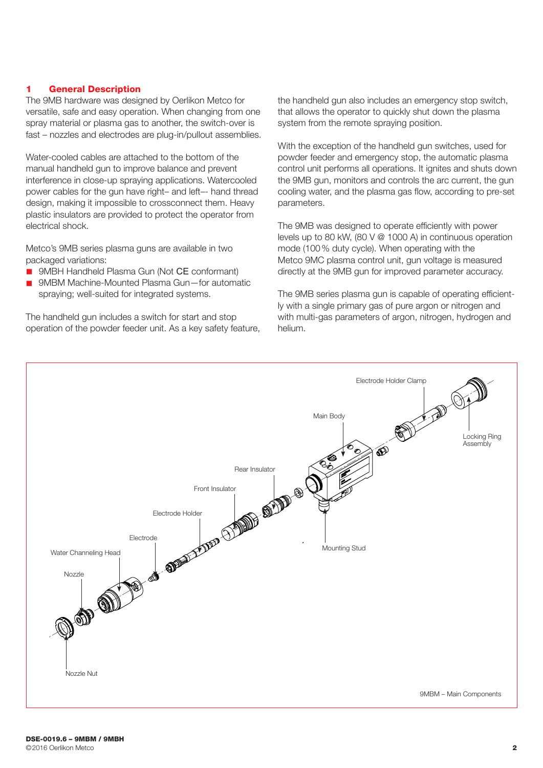## 1 General Description

The 9MB hardware was designed by Oerlikon Metco for versatile, safe and easy operation. When changing from one spray material or plasma gas to another, the switch-over is fast – nozzles and electrodes are plug-in/pullout assemblies.

Water-cooled cables are attached to the bottom of the manual handheld gun to improve balance and prevent interference in close-up spraying applications. Watercooled power cables for the gun have right– and left–- hand thread design, making it impossible to crossconnect them. Heavy plastic insulators are provided to protect the operator from electrical shock.

Metco's 9MB series plasma guns are available in two packaged variations:

- 9MBH Handheld Plasma Gun (Not CE conformant)
- 9MBM Machine-Mounted Plasma Gun—for automatic spraying; well-suited for integrated systems.

The handheld gun includes a switch for start and stop operation of the powder feeder unit. As a key safety feature, the handheld gun also includes an emergency stop switch, that allows the operator to quickly shut down the plasma system from the remote spraying position.

With the exception of the handheld gun switches, used for powder feeder and emergency stop, the automatic plasma control unit performs all operations. It ignites and shuts down the 9MB gun, monitors and controls the arc current, the gun cooling water, and the plasma gas flow, according to pre-set parameters.

The 9MB was designed to operate efficiently with power levels up to 80 kW, (80 V @ 1000 A) in continuous operation mode (100 % duty cycle). When operating with the Metco 9MC plasma control unit, gun voltage is measured directly at the 9MB gun for improved parameter accuracy.

The 9MB series plasma gun is capable of operating efficiently with a single primary gas of pure argon or nitrogen and with multi-gas parameters of argon, nitrogen, hydrogen and helium.

Electrode Holder Clamp, Main Body, Locking Ring Assembly, Rear Insulator, Front Insulator, Electrode Holder, Electrode, Mounting Stud, Water Channeling Head, Nozzle, Nozzle Nut

9MBM – Main Components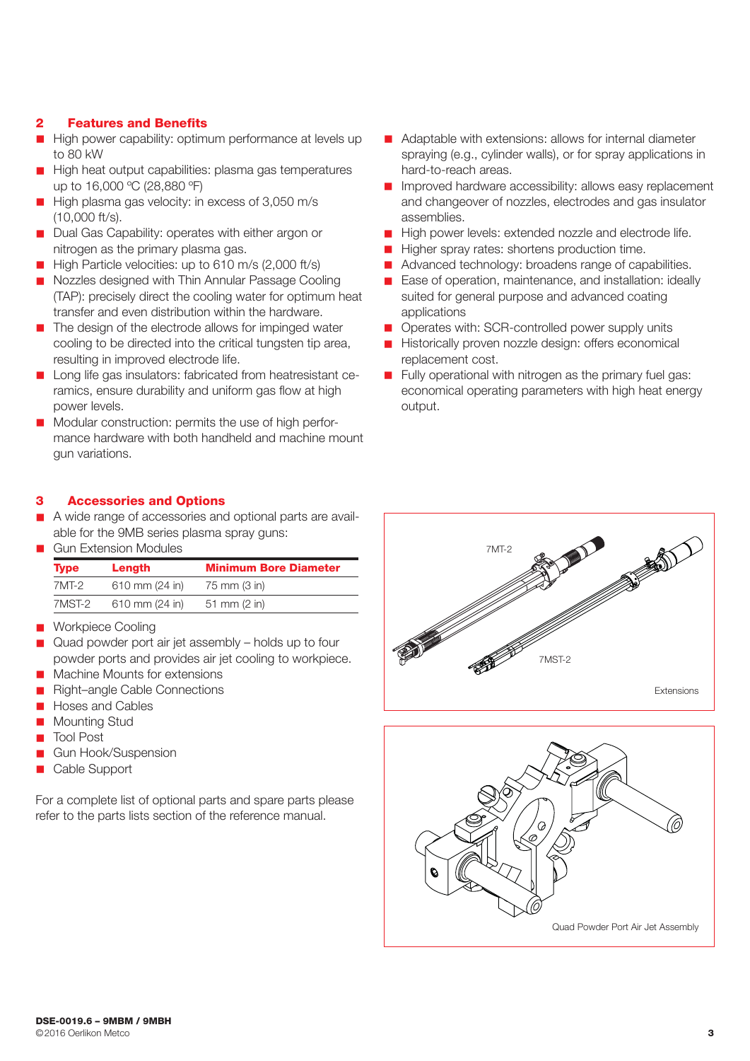## 2 Features and Benefits

- High power capability: optimum performance at levels up to 80 kW
- High heat output capabilities: plasma gas temperatures up to 16,000 ºC (28,880 ºF)
- High plasma gas velocity: in excess of 3,050 m/s (10,000 ft/s).
- Dual Gas Capability: operates with either argon or nitrogen as the primary plasma gas.
- High Particle velocities: up to 610 m/s (2,000 ft/s)
- Nozzles designed with Thin Annular Passage Cooling (TAP): precisely direct the cooling water for optimum heat transfer and even distribution within the hardware.
- The design of the electrode allows for impinged water cooling to be directed into the critical tungsten tip area, resulting in improved electrode life.
- Long life gas insulators: fabricated from heatresistant ceramics, ensure durability and uniform gas flow at high power levels.
- Modular construction: permits the use of high performance hardware with both handheld and machine mount gun variations.
- Adaptable with extensions: allows for internal diameter spraying (e.g., cylinder walls), or for spray applications in hard-to-reach areas.
- Improved hardware accessibility: allows easy replacement and changeover of nozzles, electrodes and gas insulator assemblies.
- High power levels: extended nozzle and electrode life.
- Higher spray rates: shortens production time.
- Advanced technology: broadens range of capabilities.
- Ease of operation, maintenance, and installation: ideally suited for general purpose and advanced coating applications
- Operates with: SCR-controlled power supply units
- Historically proven nozzle design: offers economical replacement cost.
- Fully operational with nitrogen as the primary fuel gas: economical operating parameters with high heat energy output.

## 3 Accessories and Options

- A wide range of accessories and optional parts are available for the 9MB series plasma spray guns:
- Gun Extension Modules

| Type | Length | Minimum Bore Diameter |
|---|---|---|
| 7MT-2 | 610 mm (24 in) | 75 mm (3 in) |
| 7MST-2 | 610 mm (24 in) | 51 mm (2 in) |

- Workpiece Cooling
- Quad powder port air jet assembly – holds up to four powder ports and provides air jet cooling to workpiece.
- Machine Mounts for extensions
- Right–angle Cable Connections
- Hoses and Cables
- Mounting Stud
- Tool Post
- Gun Hook/Suspension
- Cable Support

For a complete list of optional parts and spare parts please refer to the parts lists section of the reference manual.

7MT-2

7MST-2

Extensions

Quad Powder Port Air Jet Assembly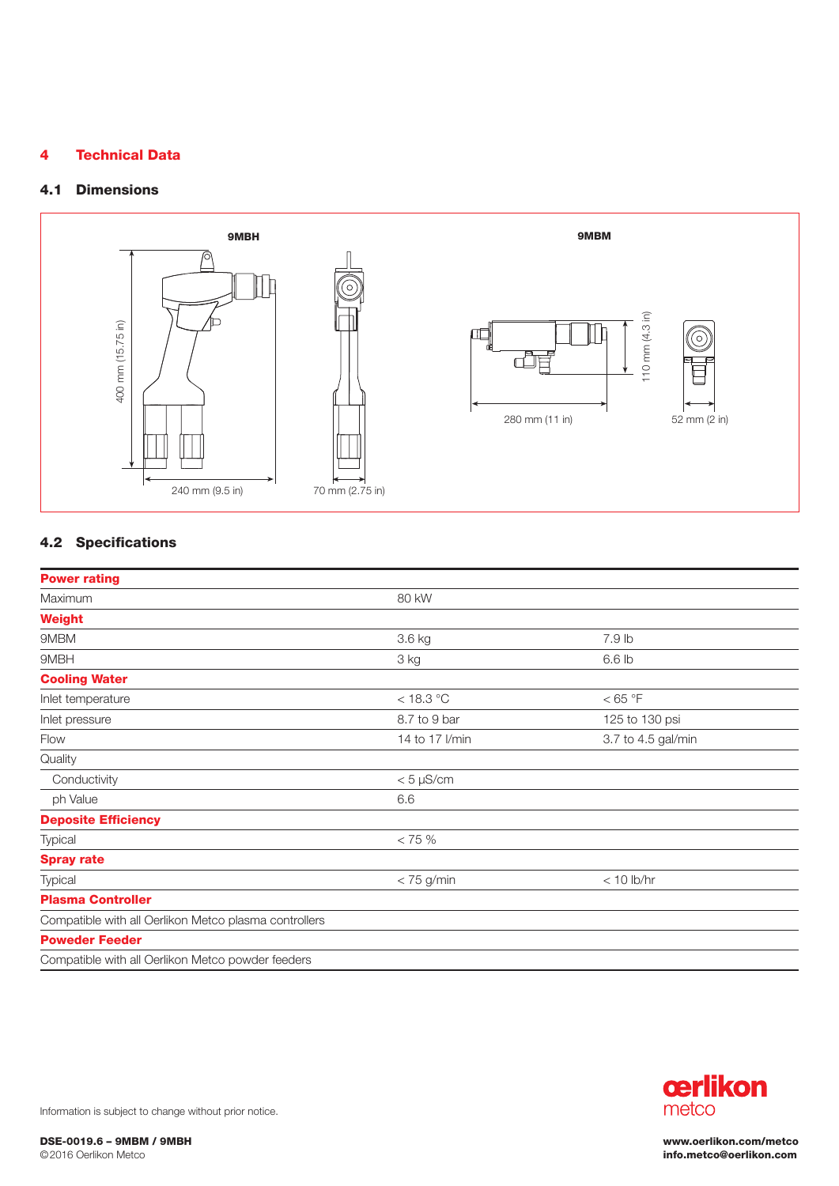## 4 Technical Data

### 4.1 Dimensions

9MBH

400 mm (15.75 in)

240 mm (9.5 in)

70 mm (2.75 in)

9MBM

110 mm (4.3 in)

280 mm (11 in)

52 mm (2 in)

### 4.2 Specifications

| | | |
|---|---|---|
| **Power rating** | | |
| Maximum | 80 kW | |
| **Weight** | | |
| 9MBM | 3.6 kg | 7.9 lb |
| 9MBH | 3 kg | 6.6 lb |
| **Cooling Water** | | |
| Inlet temperature | < 18.3 °C | < 65 °F |
| Inlet pressure | 8.7 to 9 bar | 125 to 130 psi |
| Flow | 14 to 17 l/min | 3.7 to 4.5 gal/min |
| Quality | | |
| Conductivity | < 5 µS/cm | |
| ph Value | 6.6 | |
| **Deposite Efficiency** | | |
| Typical | < 75 % | |
| **Spray rate** | | |
| Typical | < 75 g/min | < 10 lb/hr |
| **Plasma Controller** | | |
| Compatible with all Oerlikon Metco plasma controllers | | |
| **Poweder Feeder** | | |
| Compatible with all Oerlikon Metco powder feeders | | |

Information is subject to change without prior notice.

**DSE-0019.6 – 9MBM / 9MBH**
©2016 Oerlikon Metco

**www.oerlikon.com/metco**
**info.metco@oerlikon.com**